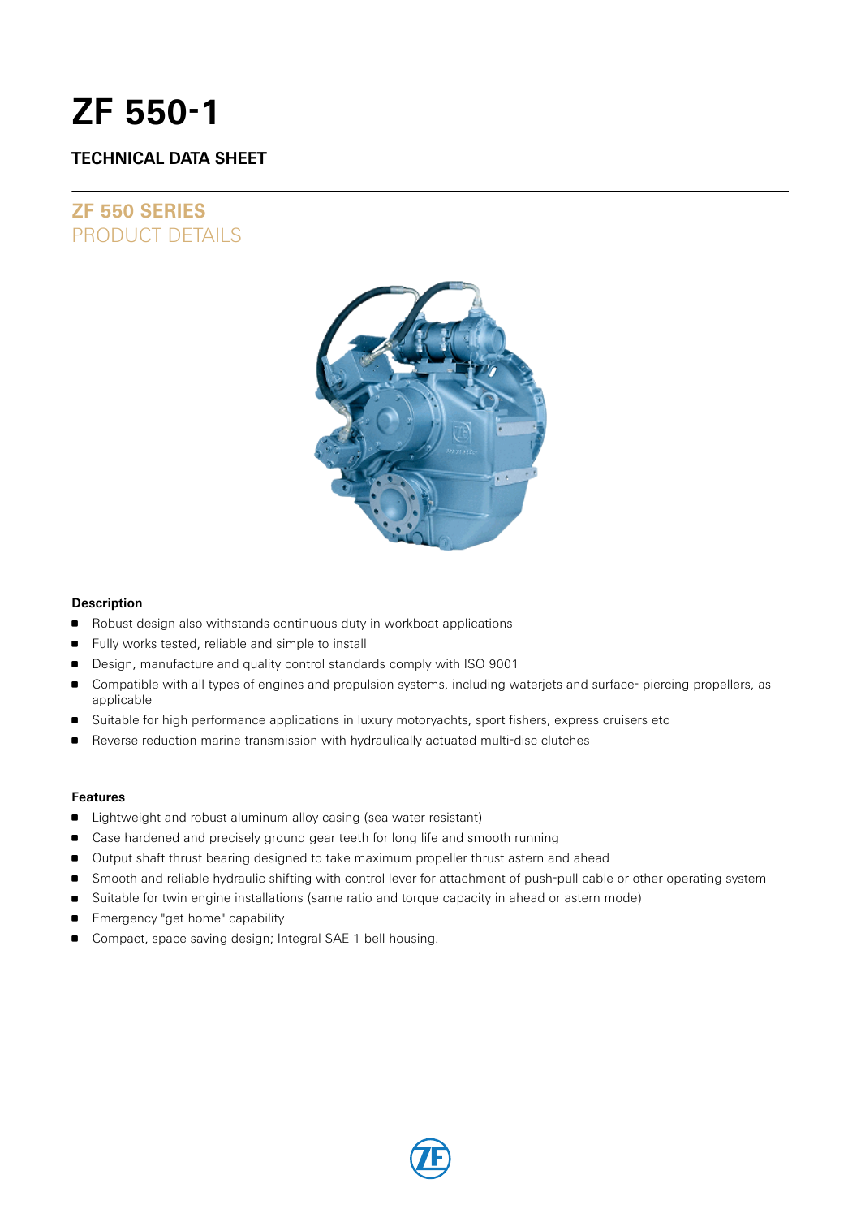# ZF 550-1

## TECHNICAL DATA SHEET

## ZF 550 SERIES
PRODUCT DETAILS

### Description

- Robust design also withstands continuous duty in workboat applications
- Fully works tested, reliable and simple to install
- Design, manufacture and quality control standards comply with ISO 9001
- Compatible with all types of engines and propulsion systems, including waterjets and surface- piercing propellers, as applicable
- Suitable for high performance applications in luxury motoryachts, sport fishers, express cruisers etc
- Reverse reduction marine transmission with hydraulically actuated multi-disc clutches

### Features

- Lightweight and robust aluminum alloy casing (sea water resistant)
- Case hardened and precisely ground gear teeth for long life and smooth running
- Output shaft thrust bearing designed to take maximum propeller thrust astern and ahead
- Smooth and reliable hydraulic shifting with control lever for attachment of push-pull cable or other operating system
- Suitable for twin engine installations (same ratio and torque capacity in ahead or astern mode)
- Emergency "get home" capability
- Compact, space saving design; Integral SAE 1 bell housing.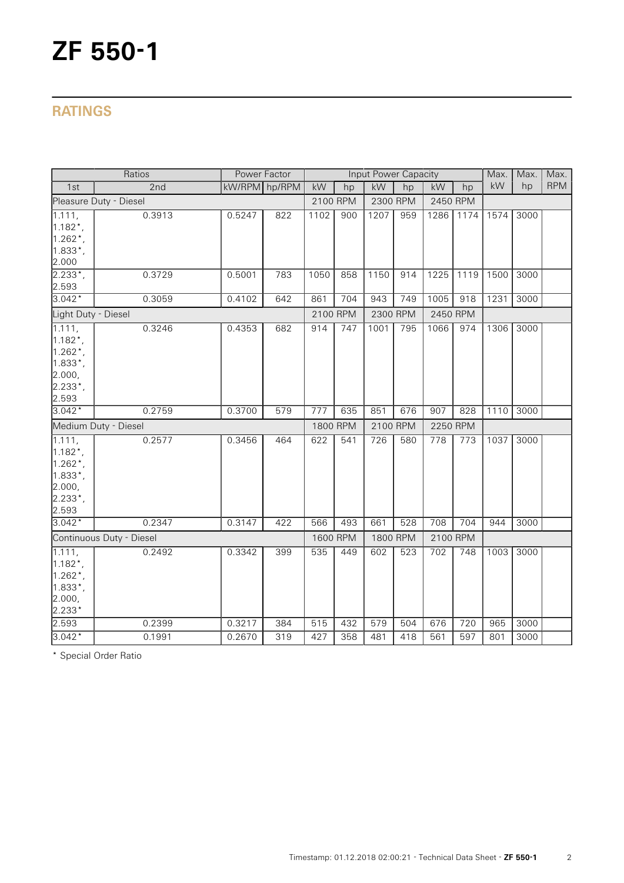# ZF 550-1

## RATINGS

| Ratios | | Power Factor | | Input Power Capacity | | | | | | Max. | Max. | Max. |
|---|---|---|---|---|---|---|---|---|---|---|---|---|
| 1st | 2nd | kW/RPM | hp/RPM | kW | hp | kW | hp | kW | hp | kW | hp | RPM |
| Pleasure Duty - Diesel | | | | 2100 RPM | | 2300 RPM | | 2450 RPM | | | | |
| 1.111, 1.182*, 1.262*, 1.833*, 2.000 | 0.3913 | 0.5247 | 822 | 1102 | 900 | 1207 | 959 | 1286 | 1174 | 1574 | 3000 | |
| 2.233*, 2.593 | 0.3729 | 0.5001 | 783 | 1050 | 858 | 1150 | 914 | 1225 | 1119 | 1500 | 3000 | |
| 3.042* | 0.3059 | 0.4102 | 642 | 861 | 704 | 943 | 749 | 1005 | 918 | 1231 | 3000 | |
| Light Duty - Diesel | | | | 2100 RPM | | 2300 RPM | | 2450 RPM | | | | |
| 1.111, 1.182*, 1.262*, 1.833*, 2.000, 2.233*, 2.593 | 0.3246 | 0.4353 | 682 | 914 | 747 | 1001 | 795 | 1066 | 974 | 1306 | 3000 | |
| 3.042* | 0.2759 | 0.3700 | 579 | 777 | 635 | 851 | 676 | 907 | 828 | 1110 | 3000 | |
| Medium Duty - Diesel | | | | 1800 RPM | | 2100 RPM | | 2250 RPM | | | | |
| 1.111, 1.182*, 1.262*, 1.833*, 2.000, 2.233*, 2.593 | 0.2577 | 0.3456 | 464 | 622 | 541 | 726 | 580 | 778 | 773 | 1037 | 3000 | |
| 3.042* | 0.2347 | 0.3147 | 422 | 566 | 493 | 661 | 528 | 708 | 704 | 944 | 3000 | |
| Continuous Duty - Diesel | | | | 1600 RPM | | 1800 RPM | | 2100 RPM | | | | |
| 1.111, 1.182*, 1.262*, 1.833*, 2.000, 2.233* | 0.2492 | 0.3342 | 399 | 535 | 449 | 602 | 523 | 702 | 748 | 1003 | 3000 | |
| 2.593 | 0.2399 | 0.3217 | 384 | 515 | 432 | 579 | 504 | 676 | 720 | 965 | 3000 | |
| 3.042* | 0.1991 | 0.2670 | 319 | 427 | 358 | 481 | 418 | 561 | 597 | 801 | 3000 | |

* Special Order Ratio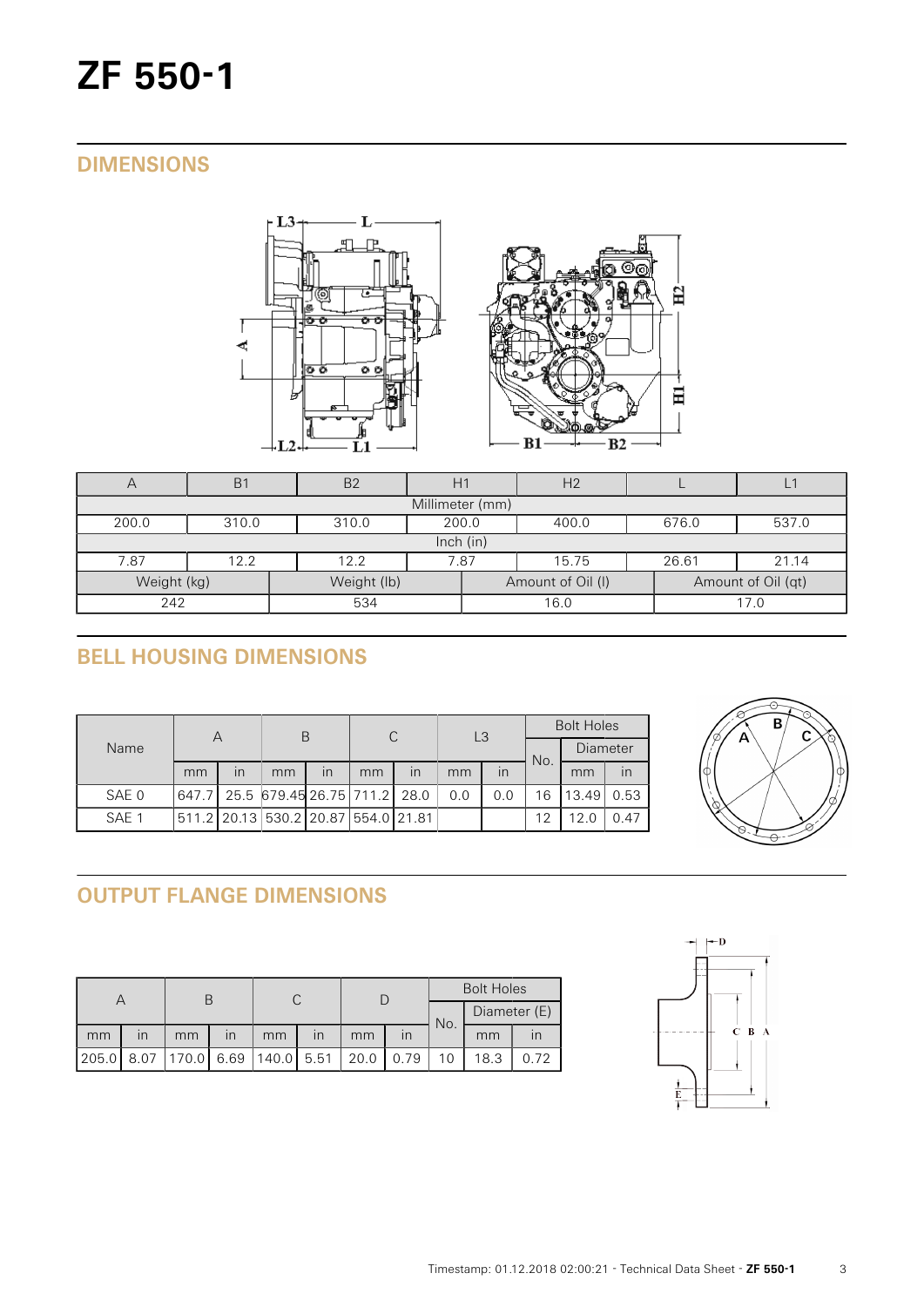# ZF 550-1

## DIMENSIONS

| A | B1 | B2 | H1 | H2 | L | L1 |
|---|---|---|---|---|---|---|
| Millimeter (mm) | | | | | | |
| 200.0 | 310.0 | 310.0 | 200.0 | 400.0 | 676.0 | 537.0 |
| Inch (in) | | | | | | |
| 7.87 | 12.2 | 12.2 | 7.87 | 15.75 | 26.61 | 21.14 |

| Weight (kg) | Weight (lb) | Amount of Oil (l) | Amount of Oil (qt) |
|---|---|---|---|
| 242 | 534 | 16.0 | 17.0 |

## BELL HOUSING DIMENSIONS

| Name | A | | B | | C | | L3 | | Bolt Holes | | |
|---|---|---|---|---|---|---|---|---|---|---|---|
| | | | | | | | | | No. | Diameter | |
| | mm | in | mm | in | mm | in | mm | in | | mm | in |
| SAE 0 | 647.7 | 25.5 | 679.45 | 26.75 | 711.2 | 28.0 | 0.0 | 0.0 | 16 | 13.49 | 0.53 |
| SAE 1 | 511.2 | 20.13 | 530.2 | 20.87 | 554.0 | 21.81 | | | 12 | 12.0 | 0.47 |

## OUTPUT FLANGE DIMENSIONS

| A | | B | | C | | D | | Bolt Holes | | |
|---|---|---|---|---|---|---|---|---|---|---|
| | | | | | | | | No. | Diameter (E) | |
| mm | in | mm | in | mm | in | mm | in | | mm | in |
| 205.0 | 8.07 | 170.0 | 6.69 | 140.0 | 5.51 | 20.0 | 0.79 | 10 | 18.3 | 0.72 |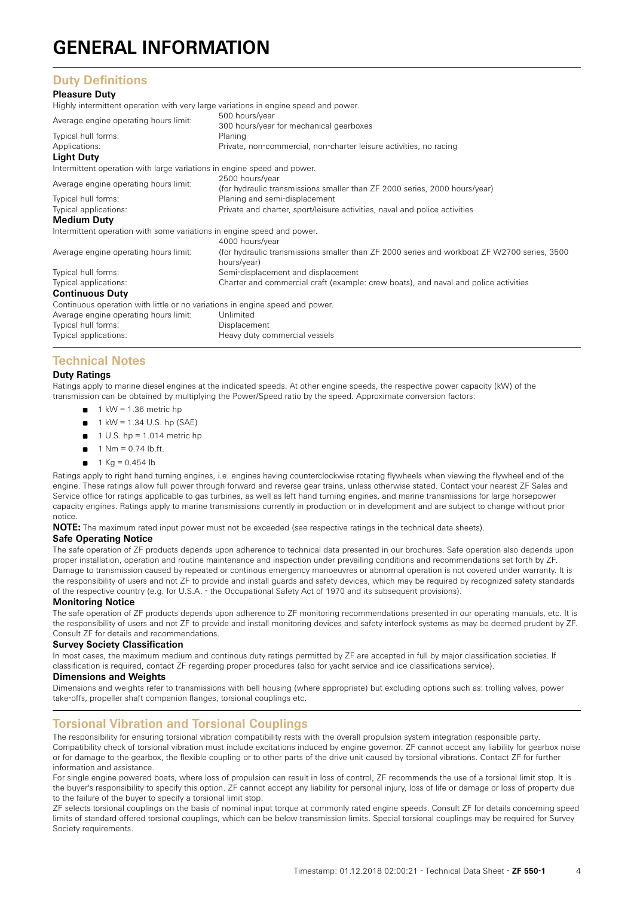# GENERAL INFORMATION

## Duty Definitions

### Pleasure Duty

Highly intermittent operation with very large variations in engine speed and power.

| | |
|---|---|
| Average engine operating hours limit: | 500 hours/year<br>300 hours/year for mechanical gearboxes |
| Typical hull forms: | Planing |
| Applications: | Private, non-commercial, non-charter leisure activities, no racing |

### Light Duty

Intermittent operation with large variations in engine speed and power.

| | |
|---|---|
| Average engine operating hours limit: | 2500 hours/year<br>(for hydraulic transmissions smaller than ZF 2000 series, 2000 hours/year) |
| Typical hull forms: | Planing and semi-displacement |
| Typical applications: | Private and charter, sport/leisure activities, naval and police activities |

### Medium Duty

Intermittent operation with some variations in engine speed and power.

| | |
|---|---|
| Average engine operating hours limit: | 4000 hours/year<br>(for hydraulic transmissions smaller than ZF 2000 series and workboat ZF W2700 series, 3500 hours/year) |
| Typical hull forms: | Semi-displacement and displacement |
| Typical applications: | Charter and commercial craft (example: crew boats), and naval and police activities |

### Continuous Duty

Continuous operation with little or no variations in engine speed and power.

| | |
|---|---|
| Average engine operating hours limit: | Unlimited |
| Typical hull forms: | Displacement |
| Typical applications: | Heavy duty commercial vessels |

## Technical Notes

### Duty Ratings

Ratings apply to marine diesel engines at the indicated speeds. At other engine speeds, the respective power capacity (kW) of the transmission can be obtained by multiplying the Power/Speed ratio by the speed. Approximate conversion factors:

- 1 kW = 1.36 metric hp
- 1 kW = 1.34 U.S. hp (SAE)
- 1 U.S. hp = 1.014 metric hp
- 1 Nm = 0.74 lb.ft.
- 1 Kg = 0.454 lb

Ratings apply to right hand turning engines, i.e. engines having counterclockwise rotating flywheels when viewing the flywheel end of the engine. These ratings allow full power through forward and reverse gear trains, unless otherwise stated. Contact your nearest ZF Sales and Service office for ratings applicable to gas turbines, as well as left hand turning engines, and marine transmissions for large horsepower capacity engines. Ratings apply to marine transmissions currently in production or in development and are subject to change without prior notice.

**NOTE:** The maximum rated input power must not be exceeded (see respective ratings in the technical data sheets).

### Safe Operating Notice

The safe operation of ZF products depends upon adherence to technical data presented in our brochures. Safe operation also depends upon proper installation, operation and routine maintenance and inspection under prevailing conditions and recommendations set forth by ZF. Damage to transmission caused by repeated or continous emergency manoeuvres or abnormal operation is not covered under warranty. It is the responsibility of users and not ZF to provide and install guards and safety devices, which may be required by recognized safety standards of the respective country (e.g. for U.S.A. - the Occupational Safety Act of 1970 and its subsequent provisions).

### Monitoring Notice

The safe operation of ZF products depends upon adherence to ZF monitoring recommendations presented in our operating manuals, etc. It is the responsibility of users and not ZF to provide and install monitoring devices and safety interlock systems as may be deemed prudent by ZF. Consult ZF for details and recommendations.

### Survey Society Classification

In most cases, the maximum medium and continous duty ratings permitted by ZF are accepted in full by major classification societies. If classification is required, contact ZF regarding proper procedures (also for yacht service and ice classifications service).

### Dimensions and Weights

Dimensions and weights refer to transmissions with bell housing (where appropriate) but excluding options such as: trolling valves, power take-offs, propeller shaft companion flanges, torsional couplings etc.

## Torsional Vibration and Torsional Couplings

The responsibility for ensuring torsional vibration compatibility rests with the overall propulsion system integration responsible party. Compatibility check of torsional vibration must include excitations induced by engine governor. ZF cannot accept any liability for gearbox noise or for damage to the gearbox, the flexible coupling or to other parts of the drive unit caused by torsional vibrations. Contact ZF for further information and assistance.

For single engine powered boats, where loss of propulsion can result in loss of control, ZF recommends the use of a torsional limit stop. It is the buyer's responsibility to specify this option. ZF cannot accept any liability for personal injury, loss of life or damage or loss of property due to the failure of the buyer to specify a torsional limit stop.

ZF selects torsional couplings on the basis of nominal input torque at commonly rated engine speeds. Consult ZF for details concerning speed limits of standard offered torsional couplings, which can be below transmission limits. Special torsional couplings may be required for Survey Society requirements.